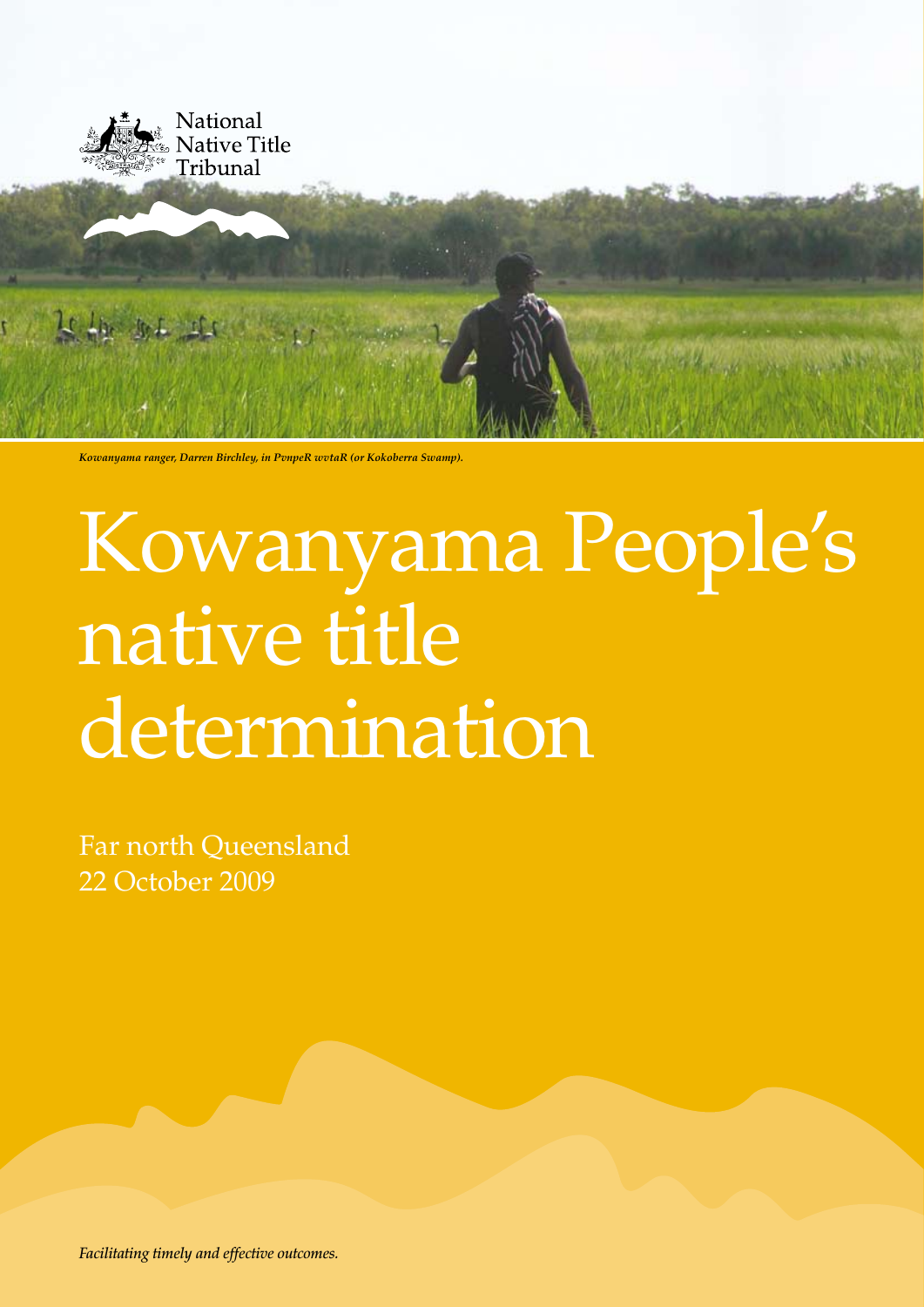National Native Title Tribunal

*Kowanyama ranger, Darren Birchley, in PvnpeR wvtaR (or Kokoberra Swamp).*

# Kowanyama People's native title determination

Far north Queensland
22 October 2009

*Facilitating timely and effective outcomes.*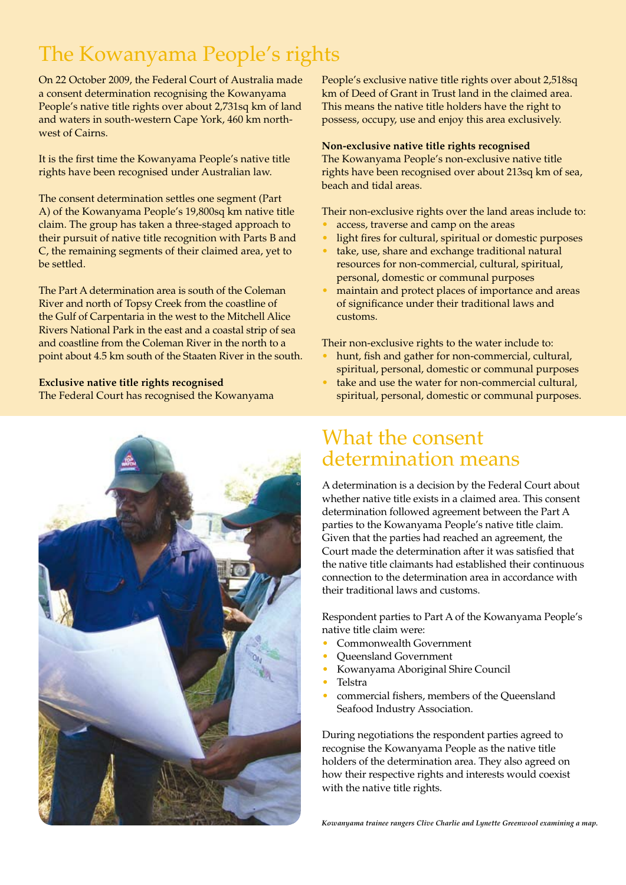# The Kowanyama People's rights

On 22 October 2009, the Federal Court of Australia made a consent determination recognising the Kowanyama People's native title rights over about 2,731sq km of land and waters in south-western Cape York, 460 km north-west of Cairns.

It is the first time the Kowanyama People's native title rights have been recognised under Australian law.

The consent determination settles one segment (Part A) of the Kowanyama People's 19,800sq km native title claim. The group has taken a three-staged approach to their pursuit of native title recognition with Parts B and C, the remaining segments of their claimed area, yet to be settled.

The Part A determination area is south of the Coleman River and north of Topsy Creek from the coastline of the Gulf of Carpentaria in the west to the Mitchell Alice Rivers National Park in the east and a coastal strip of sea and coastline from the Coleman River in the north to a point about 4.5 km south of the Staaten River in the south.

**Exclusive native title rights recognised**

The Federal Court has recognised the Kowanyama People's exclusive native title rights over about 2,518sq km of Deed of Grant in Trust land in the claimed area. This means the native title holders have the right to possess, occupy, use and enjoy this area exclusively.

**Non-exclusive native title rights recognised**

The Kowanyama People's non-exclusive native title rights have been recognised over about 213sq km of sea, beach and tidal areas.

Their non-exclusive rights over the land areas include to:

- access, traverse and camp on the areas
- light fires for cultural, spiritual or domestic purposes
- take, use, share and exchange traditional natural resources for non-commercial, cultural, spiritual, personal, domestic or communal purposes
- maintain and protect places of importance and areas of significance under their traditional laws and customs.

Their non-exclusive rights to the water include to:

- hunt, fish and gather for non-commercial, cultural, spiritual, personal, domestic or communal purposes
- take and use the water for non-commercial cultural, spiritual, personal, domestic or communal purposes.

# What the consent determination means

A determination is a decision by the Federal Court about whether native title exists in a claimed area. This consent determination followed agreement between the Part A parties to the Kowanyama People's native title claim. Given that the parties had reached an agreement, the Court made the determination after it was satisfied that the native title claimants had established their continuous connection to the determination area in accordance with their traditional laws and customs.

Respondent parties to Part A of the Kowanyama People's native title claim were:

- Commonwealth Government
- Queensland Government
- Kowanyama Aboriginal Shire Council
- Telstra
- commercial fishers, members of the Queensland Seafood Industry Association.

During negotiations the respondent parties agreed to recognise the Kowanyama People as the native title holders of the determination area. They also agreed on how their respective rights and interests would coexist with the native title rights.

*Kowanyama trainee rangers Clive Charlie and Lynette Greenwool examining a map.*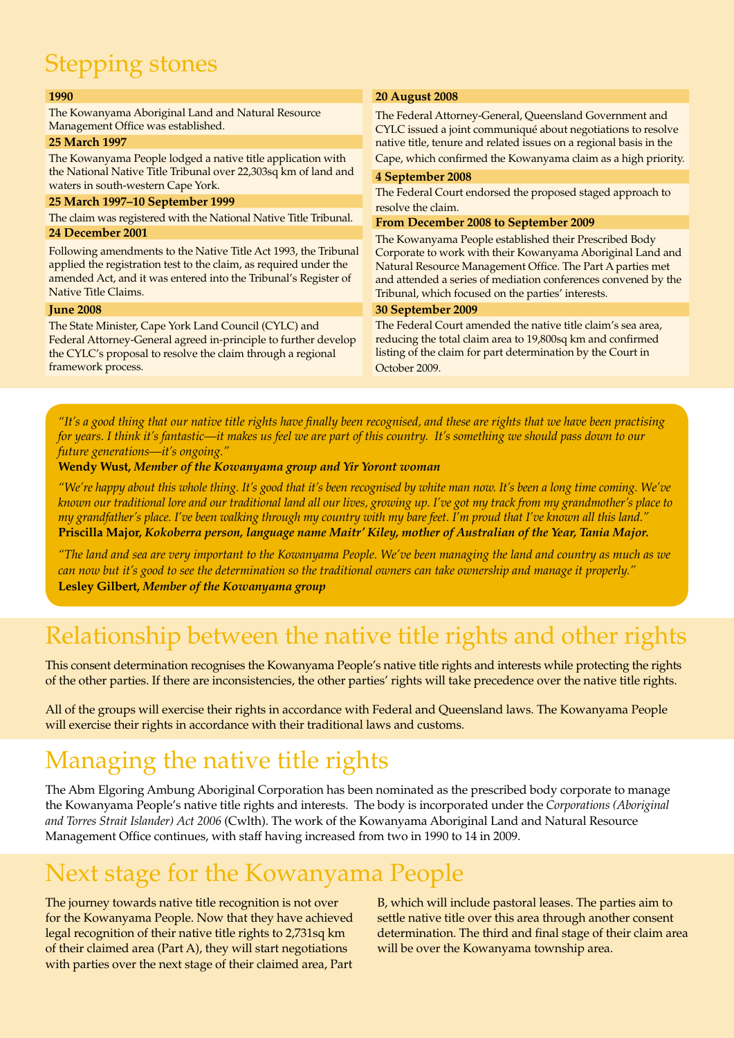# Stepping stones

**1990**

The Kowanyama Aboriginal Land and Natural Resource Management Office was established.

**25 March 1997**

The Kowanyama People lodged a native title application with the National Native Title Tribunal over 22,303sq km of land and waters in south-western Cape York.

**25 March 1997–10 September 1999**

The claim was registered with the National Native Title Tribunal.

**24 December 2001**

Following amendments to the Native Title Act 1993, the Tribunal applied the registration test to the claim, as required under the amended Act, and it was entered into the Tribunal's Register of Native Title Claims.

**June 2008**

The State Minister, Cape York Land Council (CYLC) and Federal Attorney-General agreed in-principle to further develop the CYLC's proposal to resolve the claim through a regional framework process.

**20 August 2008**

The Federal Attorney-General, Queensland Government and CYLC issued a joint communiqué about negotiations to resolve native title, tenure and related issues on a regional basis in the Cape, which confirmed the Kowanyama claim as a high priority.

**4 September 2008**

The Federal Court endorsed the proposed staged approach to resolve the claim.

**From December 2008 to September 2009**

The Kowanyama People established their Prescribed Body Corporate to work with their Kowanyama Aboriginal Land and Natural Resource Management Office. The Part A parties met and attended a series of mediation conferences convened by the Tribunal, which focused on the parties' interests.

**30 September 2009**

The Federal Court amended the native title claim's sea area, reducing the total claim area to 19,800sq km and confirmed listing of the claim for part determination by the Court in October 2009.

*"It's a good thing that our native title rights have finally been recognised, and these are rights that we have been practising for years. I think it's fantastic—it makes us feel we are part of this country. It's something we should pass down to our future generations—it's ongoing."*

**Wendy Wust,** ***Member of the Kowanyama group and Yir Yoront woman***

*"We're happy about this whole thing. It's good that it's been recognised by white man now. It's been a long time coming. We've known our traditional lore and our traditional land all our lives, growing up. I've got my track from my grandmother's place to my grandfather's place. I've been walking through my country with my bare feet. I'm proud that I've known all this land."*

**Priscilla Major,** ***Kokoberra person, language name Maitr' Kiley, mother of Australian of the Year, Tania Major.***

*"The land and sea are very important to the Kowanyama People. We've been managing the land and country as much as we can now but it's good to see the determination so the traditional owners can take ownership and manage it properly."*

**Lesley Gilbert,** ***Member of the Kowanyama group***

# Relationship between the native title rights and other rights

This consent determination recognises the Kowanyama People's native title rights and interests while protecting the rights of the other parties. If there are inconsistencies, the other parties' rights will take precedence over the native title rights.

All of the groups will exercise their rights in accordance with Federal and Queensland laws. The Kowanyama People will exercise their rights in accordance with their traditional laws and customs.

# Managing the native title rights

The Abm Elgoring Ambung Aboriginal Corporation has been nominated as the prescribed body corporate to manage the Kowanyama People's native title rights and interests. The body is incorporated under the *Corporations (Aboriginal and Torres Strait Islander) Act 2006* (Cwlth). The work of the Kowanyama Aboriginal Land and Natural Resource Management Office continues, with staff having increased from two in 1990 to 14 in 2009.

# Next stage for the Kowanyama People

The journey towards native title recognition is not over for the Kowanyama People. Now that they have achieved legal recognition of their native title rights to 2,731sq km of their claimed area (Part A), they will start negotiations with parties over the next stage of their claimed area, Part B, which will include pastoral leases. The parties aim to settle native title over this area through another consent determination. The third and final stage of their claim area will be over the Kowanyama township area.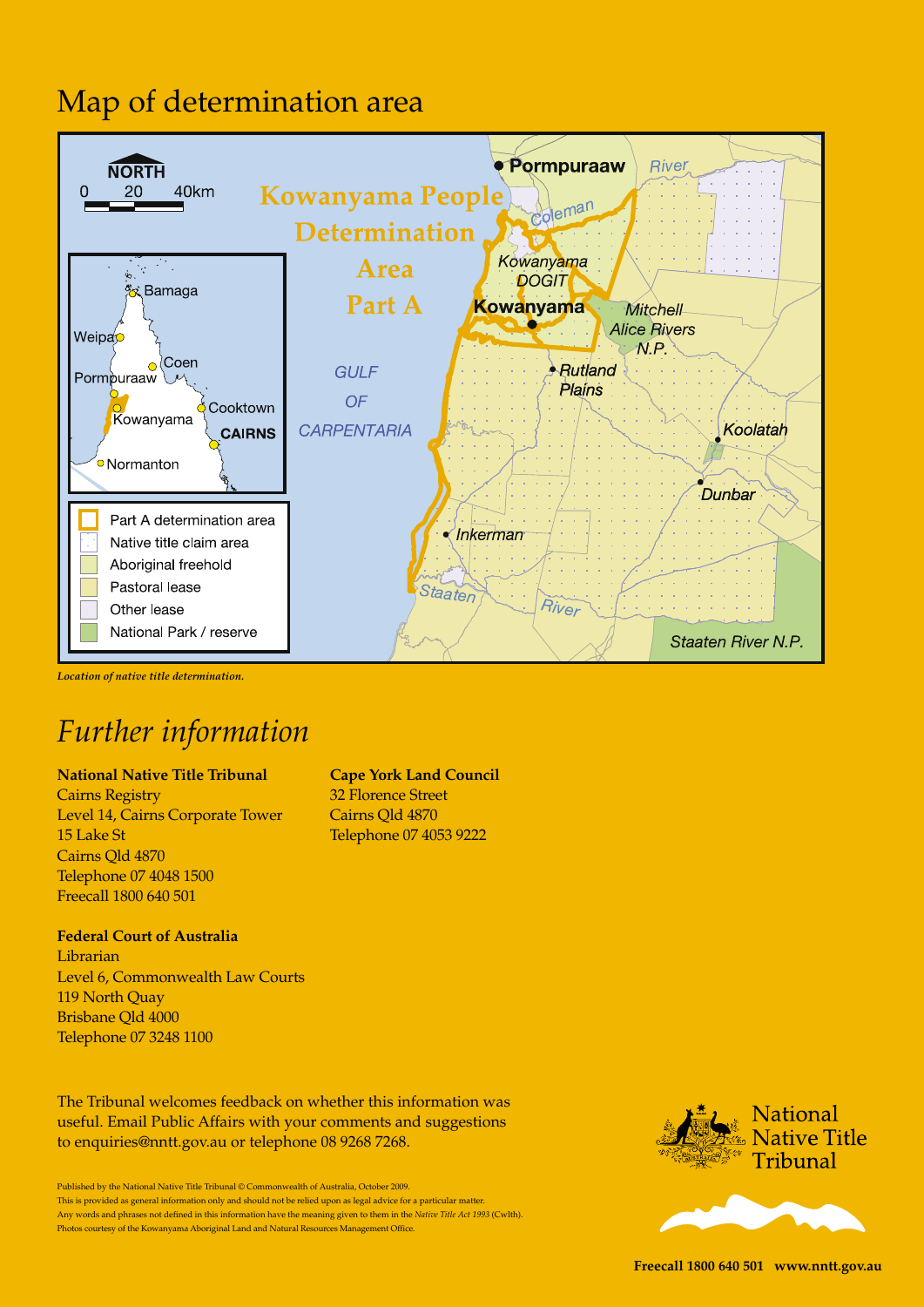# Map of determination area

Kowanyama People Determination Area Part A

NORTH

0 20 40km

Pormpuraaw
River
Coleman
Kowanyama DOGIT
Kowanyama
Mitchell Alice Rivers N.P.
Rutland Plains
Koolatah
Dunbar
Inkerman
Staaten
River
Staaten River N.P.
GULF OF CARPENTARIA

Bamaga
Weipa
Coen
Pormpuraaw
Cooktown
Kowanyama
CAIRNS
Normanton

Part A determination area
Native title claim area
Aboriginal freehold
Pastoral lease
Other lease
National Park / reserve

*Location of native title determination.*

# *Further information*

**National Native Title Tribunal**
Cairns Registry
Level 14, Cairns Corporate Tower
15 Lake St
Cairns Qld 4870
Telephone 07 4048 1500
Freecall 1800 640 501

**Federal Court of Australia**
Librarian
Level 6, Commonwealth Law Courts
119 North Quay
Brisbane Qld 4000
Telephone 07 3248 1100

**Cape York Land Council**
32 Florence Street
Cairns Qld 4870
Telephone 07 4053 9222

The Tribunal welcomes feedback on whether this information was useful. Email Public Affairs with your comments and suggestions to enquiries@nntt.gov.au or telephone 08 9268 7268.

Published by the National Native Title Tribunal © Commonwealth of Australia, October 2009.
This is provided as general information only and should not be relied upon as legal advice for a particular matter.
Any words and phrases not defined in this information have the meaning given to them in the *Native Title Act 1993* (Cwlth).
Photos courtesy of the Kowanyama Aboriginal Land and Natural Resources Management Office.

National Native Title Tribunal

**Freecall 1800 640 501 www.nntt.gov.au**